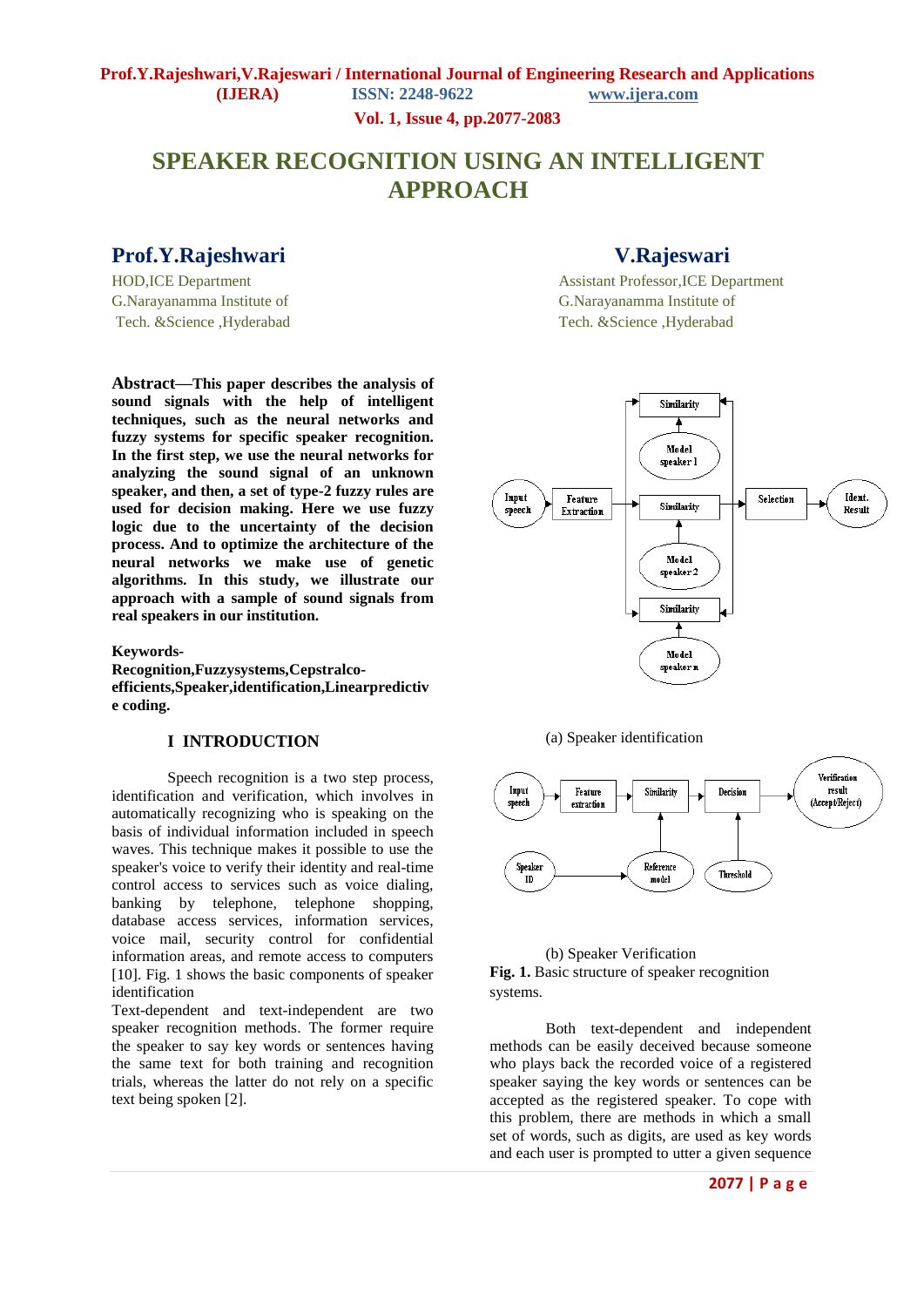# SPEAKER RECOGNITION USING AN INTELLIGENT APPROACH

**Prof.Y.Rajeshwari**
HOD,ICE Department
G.Narayanamma Institute of Tech. &Science ,Hyderabad

**V.Rajeswari**
Assistant Professor,ICE Department
G.Narayanamma Institute of Tech. &Science ,Hyderabad

**Abstract—This paper describes the analysis of sound signals with the help of intelligent techniques, such as the neural networks and fuzzy systems for specific speaker recognition. In the first step, we use the neural networks for analyzing the sound signal of an unknown speaker, and then, a set of type-2 fuzzy rules are used for decision making. Here we use fuzzy logic due to the uncertainty of the decision process. And to optimize the architecture of the neural networks we make use of genetic algorithms. In this study, we illustrate our approach with a sample of sound signals from real speakers in our institution.**

**Keywords-Recognition,Fuzzysystems,Cepstralco-efficients,Speaker,identification,Linearpredictive coding.**

## I INTRODUCTION

Speech recognition is a two step process, identification and verification, which involves in automatically recognizing who is speaking on the basis of individual information included in speech waves. This technique makes it possible to use the speaker's voice to verify their identity and real-time control access to services such as voice dialing, banking by telephone, telephone shopping, database access services, information services, voice mail, security control for confidential information areas, and remote access to computers [10]. Fig. 1 shows the basic components of speaker identification

Text-dependent and text-independent are two speaker recognition methods. The former require the speaker to say key words or sentences having the same text for both training and recognition trials, whereas the latter do not rely on a specific text being spoken [2].

(a) Speaker identification

(b) Speaker Verification

**Fig. 1.** Basic structure of speaker recognition systems.

Both text-dependent and independent methods can be easily deceived because someone who plays back the recorded voice of a registered speaker saying the key words or sentences can be accepted as the registered speaker. To cope with this problem, there are methods in which a small set of words, such as digits, are used as key words and each user is prompted to utter a given sequence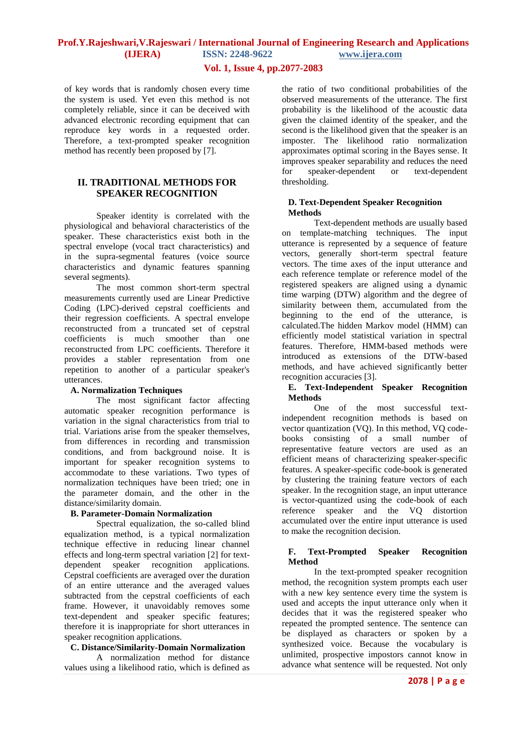of key words that is randomly chosen every time the system is used. Yet even this method is not completely reliable, since it can be deceived with advanced electronic recording equipment that can reproduce key words in a requested order. Therefore, a text-prompted speaker recognition method has recently been proposed by [7].

## II. TRADITIONAL METHODS FOR SPEAKER RECOGNITION

Speaker identity is correlated with the physiological and behavioral characteristics of the speaker. These characteristics exist both in the spectral envelope (vocal tract characteristics) and in the supra-segmental features (voice source characteristics and dynamic features spanning several segments).

The most common short-term spectral measurements currently used are Linear Predictive Coding (LPC)-derived cepstral coefficients and their regression coefficients. A spectral envelope reconstructed from a truncated set of cepstral coefficients is much smoother than one reconstructed from LPC coefficients. Therefore it provides a stabler representation from one repetition to another of a particular speaker's utterances.

### A. Normalization Techniques

The most significant factor affecting automatic speaker recognition performance is variation in the signal characteristics from trial to trial. Variations arise from the speaker themselves, from differences in recording and transmission conditions, and from background noise. It is important for speaker recognition systems to accommodate to these variations. Two types of normalization techniques have been tried; one in the parameter domain, and the other in the distance/similarity domain.

### B. Parameter-Domain Normalization

Spectral equalization, the so-called blind equalization method, is a typical normalization technique effective in reducing linear channel effects and long-term spectral variation [2] for text-dependent speaker recognition applications. Cepstral coefficients are averaged over the duration of an entire utterance and the averaged values subtracted from the cepstral coefficients of each frame. However, it unavoidably removes some text-dependent and speaker specific features; therefore it is inappropriate for short utterances in speaker recognition applications.

### C. Distance/Similarity-Domain Normalization

A normalization method for distance values using a likelihood ratio, which is defined as the ratio of two conditional probabilities of the observed measurements of the utterance. The first probability is the likelihood of the acoustic data given the claimed identity of the speaker, and the second is the likelihood given that the speaker is an imposter. The likelihood ratio normalization approximates optimal scoring in the Bayes sense. It improves speaker separability and reduces the need for speaker-dependent or text-dependent thresholding.

### D. Text-Dependent Speaker Recognition Methods

Text-dependent methods are usually based on template-matching techniques. The input utterance is represented by a sequence of feature vectors, generally short-term spectral feature vectors. The time axes of the input utterance and each reference template or reference model of the registered speakers are aligned using a dynamic time warping (DTW) algorithm and the degree of similarity between them, accumulated from the beginning to the end of the utterance, is calculated.The hidden Markov model (HMM) can efficiently model statistical variation in spectral features. Therefore, HMM-based methods were introduced as extensions of the DTW-based methods, and have achieved significantly better recognition accuracies [3].

### E. Text-Independent Speaker Recognition Methods

One of the most successful text-independent recognition methods is based on vector quantization (VQ). In this method, VQ code-books consisting of a small number of representative feature vectors are used as an efficient means of characterizing speaker-specific features. A speaker-specific code-book is generated by clustering the training feature vectors of each speaker. In the recognition stage, an input utterance is vector-quantized using the code-book of each reference speaker and the VQ distortion accumulated over the entire input utterance is used to make the recognition decision.

### F. Text-Prompted Speaker Recognition Method

In the text-prompted speaker recognition method, the recognition system prompts each user with a new key sentence every time the system is used and accepts the input utterance only when it decides that it was the registered speaker who repeated the prompted sentence. The sentence can be displayed as characters or spoken by a synthesized voice. Because the vocabulary is unlimited, prospective impostors cannot know in advance what sentence will be requested. Not only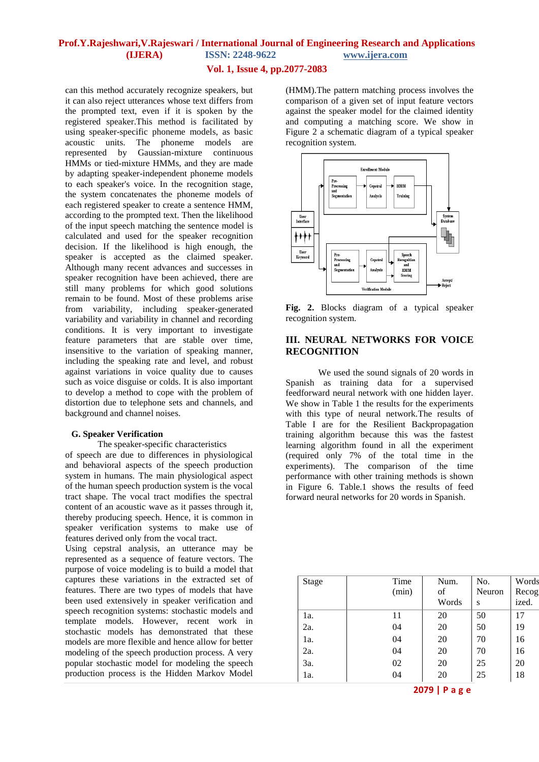can this method accurately recognize speakers, but it can also reject utterances whose text differs from the prompted text, even if it is spoken by the registered speaker.This method is facilitated by using speaker-specific phoneme models, as basic acoustic units. The phoneme models are represented by Gaussian-mixture continuous HMMs or tied-mixture HMMs, and they are made by adapting speaker-independent phoneme models to each speaker's voice. In the recognition stage, the system concatenates the phoneme models of each registered speaker to create a sentence HMM, according to the prompted text. Then the likelihood of the input speech matching the sentence model is calculated and used for the speaker recognition decision. If the likelihood is high enough, the speaker is accepted as the claimed speaker. Although many recent advances and successes in speaker recognition have been achieved, there are still many problems for which good solutions remain to be found. Most of these problems arise from variability, including speaker-generated variability and variability in channel and recording conditions. It is very important to investigate feature parameters that are stable over time, insensitive to the variation of speaking manner, including the speaking rate and level, and robust against variations in voice quality due to causes such as voice disguise or colds. It is also important to develop a method to cope with the problem of distortion due to telephone sets and channels, and background and channel noises.

### G. Speaker Verification

The speaker-specific characteristics of speech are due to differences in physiological and behavioral aspects of the speech production system in humans. The main physiological aspect of the human speech production system is the vocal tract shape. The vocal tract modifies the spectral content of an acoustic wave as it passes through it, thereby producing speech. Hence, it is common in speaker verification systems to make use of features derived only from the vocal tract.

Using cepstral analysis, an utterance may be represented as a sequence of feature vectors. The purpose of voice modeling is to build a model that captures these variations in the extracted set of features. There are two types of models that have been used extensively in speaker verification and speech recognition systems: stochastic models and template models. However, recent work in stochastic models has demonstrated that these models are more flexible and hence allow for better modeling of the speech production process. A very popular stochastic model for modeling the speech production process is the Hidden Markov Model (HMM).The pattern matching process involves the comparison of a given set of input feature vectors against the speaker model for the claimed identity and computing a matching score. We show in Figure 2 a schematic diagram of a typical speaker recognition system.

Enrollment Module
Pre-Processing and Segmentation
Cepstral Analysis
HMM Training
User Interface
User Keyword
System Database
Pre-Processing and Segmentation
Cepstral Analysis
Speech Recognition and HMM Scoring
Verification Module
Accept/Reject

**Fig. 2.** Blocks diagram of a typical speaker recognition system.

## III. NEURAL NETWORKS FOR VOICE RECOGNITION

We used the sound signals of 20 words in Spanish as training data for a supervised feedforward neural network with one hidden layer. We show in Table 1 the results for the experiments with this type of neural network.The results of Table I are for the Resilient Backpropagation training algorithm because this was the fastest learning algorithm found in all the experiment (required only 7% of the total time in the experiments). The comparison of the time performance with other training methods is shown in Figure 6. Table.1 shows the results of feed forward neural networks for 20 words in Spanish.

| Stage | Time (min) | Num. of Words | No. Neurons | Words Recognized. |
|---|---|---|---|---|
| 1a. | 11 | 20 | 50 | 17 |
| 2a. | 04 | 20 | 50 | 19 |
| 1a. | 04 | 20 | 70 | 16 |
| 2a. | 04 | 20 | 70 | 16 |
| 3a. | 02 | 20 | 25 | 20 |
| 1a. | 04 | 20 | 25 | 18 |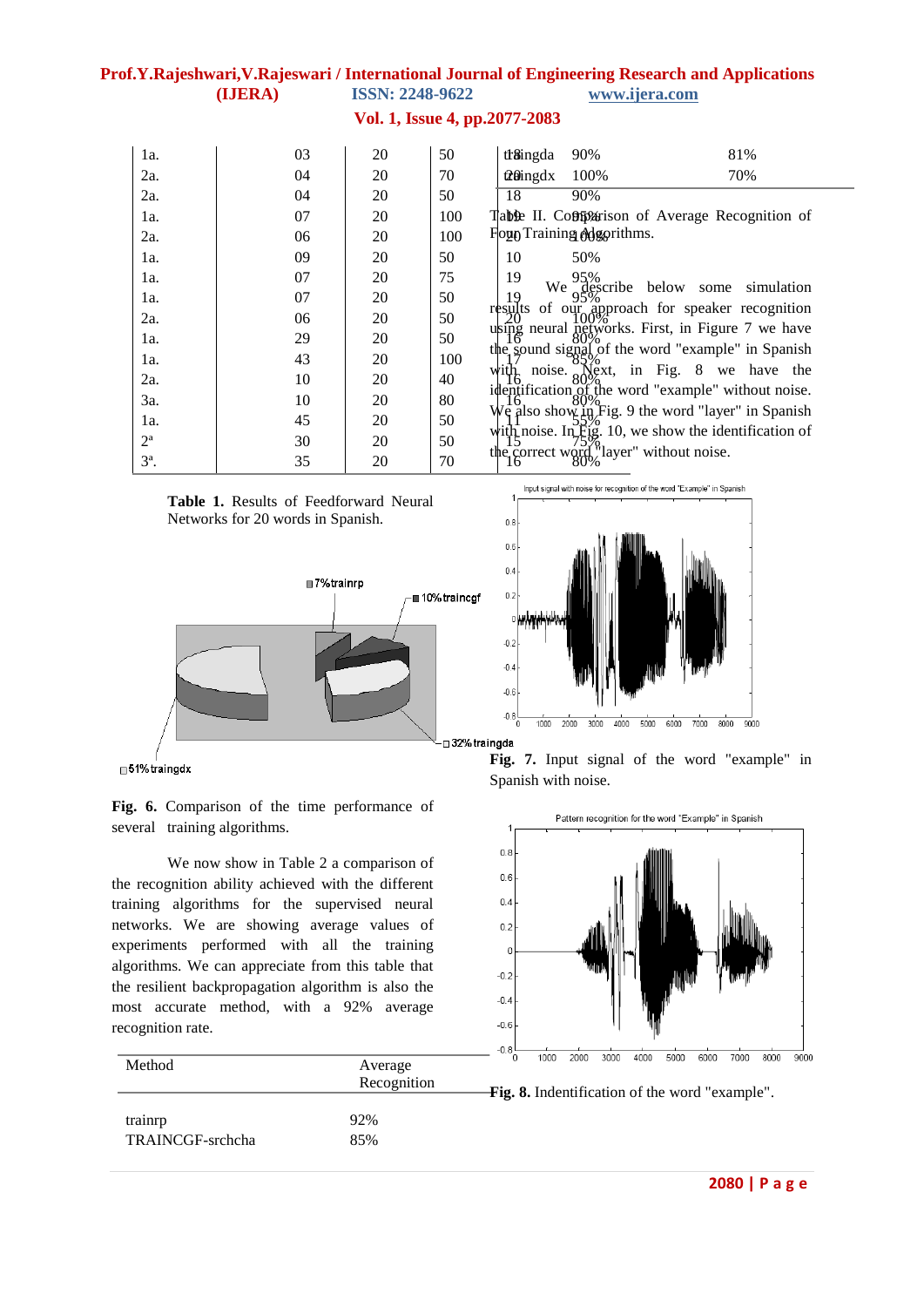| | | | | | | |
|---|---|---|---|---|---|---|
| 1a. | 03 | 20 | 50 | 18 | 90% | 81% |
| 2a. | 04 | 20 | 70 | 20 | 100% | 70% |
| 2a. | 04 | 20 | 50 | 18 | 90% | |
| 1a. | 07 | 20 | 100 | 19 | 95% | |
| 2a. | 06 | 20 | 100 | 20 | 100% | |
| 1a. | 09 | 20 | 50 | 10 | 50% | |
| 1a. | 07 | 20 | 75 | 19 | 95% | |
| 1a. | 07 | 20 | 50 | 19 | 95% | |
| 2a. | 06 | 20 | 50 | 20 | 100% | |
| 1a. | 29 | 20 | 50 | 16 | 80% | |
| 1a. | 43 | 20 | 100 | 17 | 85% | |
| 2a. | 10 | 20 | 40 | 16 | 80% | |
| 3a. | 10 | 20 | 80 | 16 | 80% | |
| 1a. | 45 | 20 | 50 | 11 | 55% | |
| 2ª | 30 | 20 | 50 | 15 | 75% | |
| 3ª. | 35 | 20 | 70 | 16 | 80% | |

**Table 1.** Results of Feedforward Neural Networks for 20 words in Spanish.

**Fig. 6.** Comparison of the time performance of several training algorithms.

We now show in Table 2 a comparison of the recognition ability achieved with the different training algorithms for the supervised neural networks. We are showing average values of experiments performed with all the training algorithms. We can appreciate from this table that the resilient backpropagation algorithm is also the most accurate method, with a 92% average recognition rate.

| Method | Average Recognition |
|---|---|
| trainrp | 92% |
| TRAINCGF-srchcha | 85% |
| traingda | 81% |
| traingdx | 70% |

Table II. Comparison of Average Recognition of Four Training Algorithms.

We describe below some simulation results of our approach for speaker recognition using neural networks. First, in Figure 7 we have the sound signal of the word "example" in Spanish with noise. Next, in Fig. 8 we have the identification of the word "example" without noise. We also show in Fig. 9 the word "layer" in Spanish with noise. In Fig. 10, we show the identification of the correct word "layer" without noise.

**Fig. 7.** Input signal of the word "example" in Spanish with noise.

**Fig. 8.** Indentification of the word "example".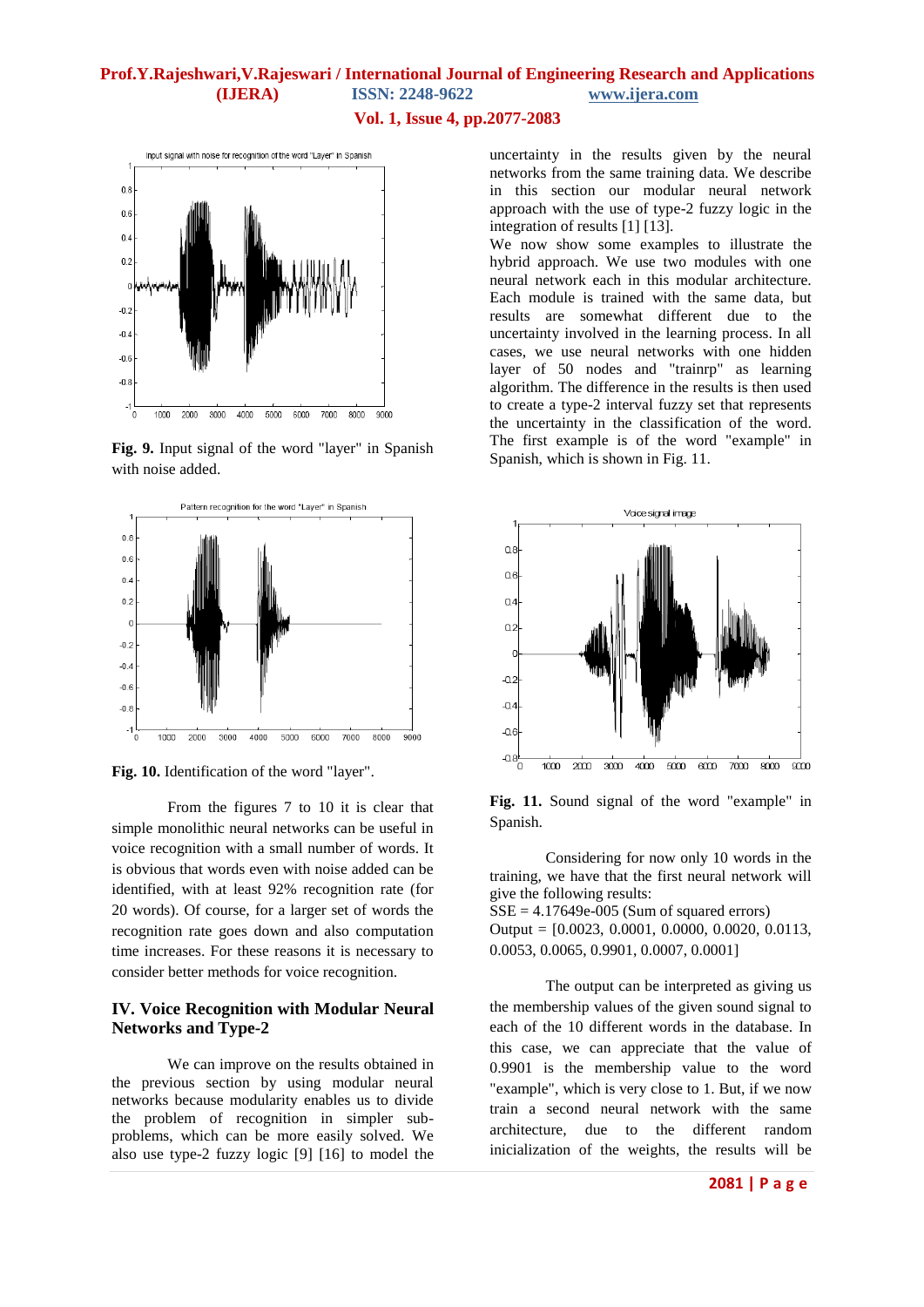Fig. 9. Input signal of the word "layer" in Spanish with noise added.

Fig. 10. Identification of the word "layer".

From the figures 7 to 10 it is clear that simple monolithic neural networks can be useful in voice recognition with a small number of words. It is obvious that words even with noise added can be identified, with at least 92% recognition rate (for 20 words). Of course, for a larger set of words the recognition rate goes down and also computation time increases. For these reasons it is necessary to consider better methods for voice recognition.

## IV. Voice Recognition with Modular Neural Networks and Type-2

We can improve on the results obtained in the previous section by using modular neural networks because modularity enables us to divide the problem of recognition in simpler sub-problems, which can be more easily solved. We also use type-2 fuzzy logic [9] [16] to model the uncertainty in the results given by the neural networks from the same training data. We describe in this section our modular neural network approach with the use of type-2 fuzzy logic in the integration of results [1] [13].

We now show some examples to illustrate the hybrid approach. We use two modules with one neural network each in this modular architecture. Each module is trained with the same data, but results are somewhat different due to the uncertainty involved in the learning process. In all cases, we use neural networks with one hidden layer of 50 nodes and "trainrp" as learning algorithm. The difference in the results is then used to create a type-2 interval fuzzy set that represents the uncertainty in the classification of the word. The first example is of the word "example" in Spanish, which is shown in Fig. 11.

Fig. 11. Sound signal of the word "example" in Spanish.

Considering for now only 10 words in the training, we have that the first neural network will give the following results:

SSE = 4.17649e-005 (Sum of squared errors)

Output = [0.0023, 0.0001, 0.0000, 0.0020, 0.0113, 0.0053, 0.0065, 0.9901, 0.0007, 0.0001]

The output can be interpreted as giving us the membership values of the given sound signal to each of the 10 different words in the database. In this case, we can appreciate that the value of 0.9901 is the membership value to the word "example", which is very close to 1. But, if we now train a second neural network with the same architecture, due to the different random inicialization of the weights, the results will be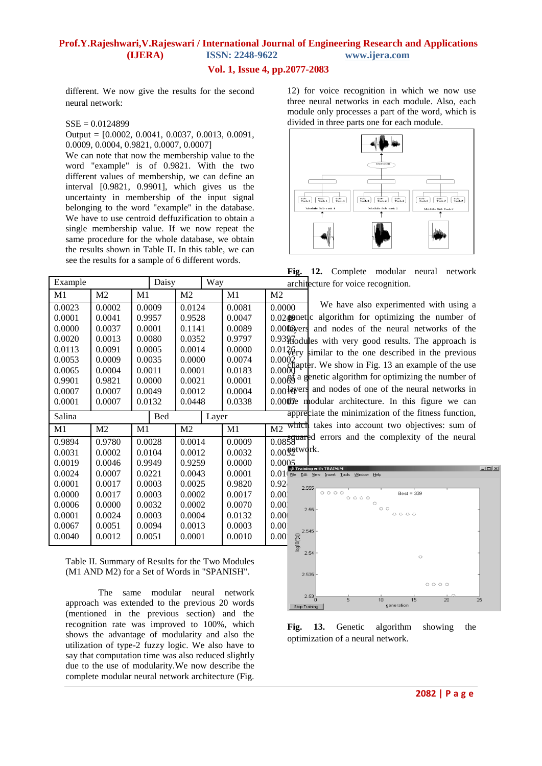different. We now give the results for the second neural network:

SSE = 0.0124899

Output = [0.0002, 0.0041, 0.0037, 0.0013, 0.0091, 0.0009, 0.0004, 0.9821, 0.0007, 0.0007]

We can note that now the membership value to the word "example" is of 0.9821. With the two different values of membership, we can define an interval [0.9821, 0.9901], which gives us the uncertainty in membership of the input signal belonging to the word "example" in the database. We have to use centroid deffuzification to obtain a single membership value. If we now repeat the same procedure for the whole database, we obtain the results shown in Table II. In this table, we can see the results for a sample of 6 different words.

| Example | | Daisy | | Way | |
|---|---|---|---|---|---|
| M1 | M2 | M1 | M2 | M1 | M2 |
| 0.0023 | 0.0002 | 0.0009 | 0.0124 | 0.0081 | 0.0000 |
| 0.0001 | 0.0041 | 0.9957 | 0.9528 | 0.0047 | 0.0240 |
| 0.0000 | 0.0037 | 0.0001 | 0.1141 | 0.0089 | 0.0003 |
| 0.0020 | 0.0013 | 0.0080 | 0.0352 | 0.9797 | 0.9397 |
| 0.0113 | 0.0091 | 0.0005 | 0.0014 | 0.0000 | 0.0126 |
| 0.0053 | 0.0009 | 0.0035 | 0.0000 | 0.0074 | 0.0002 |
| 0.0065 | 0.0004 | 0.0011 | 0.0001 | 0.0183 | 0.0000 |
| 0.9901 | 0.9821 | 0.0000 | 0.0021 | 0.0001 | 0.0069 |
| 0.0007 | 0.0007 | 0.0049 | 0.0012 | 0.0004 | 0.0010 |
| 0.0001 | 0.0007 | 0.0132 | 0.0448 | 0.0338 | 0.0007 |
| **Salina** | | **Bed** | | **Layer** | |
| M1 | M2 | M1 | M2 | M1 | M2 |
| 0.9894 | 0.9780 | 0.0028 | 0.0014 | 0.0009 | 0.0858 |
| 0.0031 | 0.0002 | 0.0104 | 0.0012 | 0.0032 | 0.0032 |
| 0.0019 | 0.0046 | 0.9949 | 0.9259 | 0.0000 | 0.0005 |
| 0.0024 | 0.0007 | 0.0221 | 0.0043 | 0.0001 | 0.01 |
| 0.0001 | 0.0017 | 0.0003 | 0.0025 | 0.9820 | 0.92 |
| 0.0000 | 0.0017 | 0.0003 | 0.0002 | 0.0017 | 0.00 |
| 0.0006 | 0.0000 | 0.0032 | 0.0002 | 0.0070 | 0.00 |
| 0.0001 | 0.0024 | 0.0003 | 0.0004 | 0.0132 | 0.00 |
| 0.0067 | 0.0051 | 0.0094 | 0.0013 | 0.0003 | 0.00 |
| 0.0040 | 0.0012 | 0.0051 | 0.0001 | 0.0010 | 0.00 |

Table II. Summary of Results for the Two Modules (M1 AND M2) for a Set of Words in "SPANISH".

The same modular neural network approach was extended to the previous 20 words (mentioned in the previous section) and the recognition rate was improved to 100%, which shows the advantage of modularity and also the utilization of type-2 fuzzy logic. We also have to say that computation time was also reduced slightly due to the use of modularity. We now describe the complete modular neural network architecture (Fig. 12) for voice recognition in which we now use three neural networks in each module. Also, each module only processes a part of the word, which is divided in three parts one for each module.

**Fig. 12.** Complete modular neural network architecture for voice recognition.

We have also experimented with using a genetic algorithm for optimizing the number of layers and nodes of the neural networks of the modules with very good results. The approach is very similar to the one described in the previous chapter. We show in Fig. 13 an example of the use of a genetic algorithm for optimizing the number of layers and nodes of one of the neural networks in the modular architecture. In this figure we can appreciate the minimization of the fitness function, which takes into account two objectives: sum of squared errors and the complexity of the neural network.

**Fig. 13.** Genetic algorithm showing the optimization of a neural network.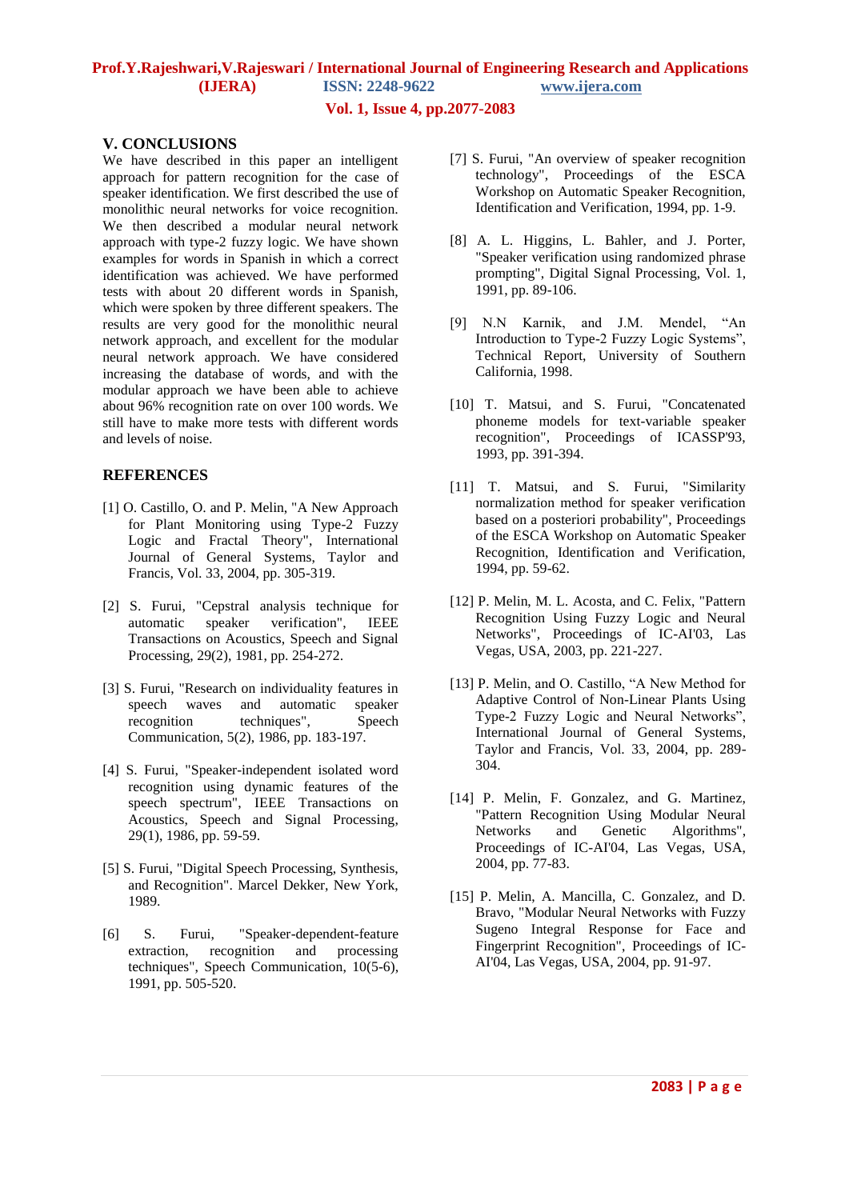## V. CONCLUSIONS

We have described in this paper an intelligent approach for pattern recognition for the case of speaker identification. We first described the use of monolithic neural networks for voice recognition. We then described a modular neural network approach with type-2 fuzzy logic. We have shown examples for words in Spanish in which a correct identification was achieved. We have performed tests with about 20 different words in Spanish, which were spoken by three different speakers. The results are very good for the monolithic neural network approach, and excellent for the modular neural network approach. We have considered increasing the database of words, and with the modular approach we have been able to achieve about 96% recognition rate on over 100 words. We still have to make more tests with different words and levels of noise.

## REFERENCES

[1] O. Castillo, O. and P. Melin, "A New Approach for Plant Monitoring using Type-2 Fuzzy Logic and Fractal Theory", International Journal of General Systems, Taylor and Francis, Vol. 33, 2004, pp. 305-319.

[2] S. Furui, "Cepstral analysis technique for automatic speaker verification", IEEE Transactions on Acoustics, Speech and Signal Processing, 29(2), 1981, pp. 254-272.

[3] S. Furui, "Research on individuality features in speech waves and automatic speaker recognition techniques", Speech Communication, 5(2), 1986, pp. 183-197.

[4] S. Furui, "Speaker-independent isolated word recognition using dynamic features of the speech spectrum", IEEE Transactions on Acoustics, Speech and Signal Processing, 29(1), 1986, pp. 59-59.

[5] S. Furui, "Digital Speech Processing, Synthesis, and Recognition". Marcel Dekker, New York, 1989.

[6] S. Furui, "Speaker-dependent-feature extraction, recognition and processing techniques", Speech Communication, 10(5-6), 1991, pp. 505-520.

[7] S. Furui, "An overview of speaker recognition technology", Proceedings of the ESCA Workshop on Automatic Speaker Recognition, Identification and Verification, 1994, pp. 1-9.

[8] A. L. Higgins, L. Bahler, and J. Porter, "Speaker verification using randomized phrase prompting", Digital Signal Processing, Vol. 1, 1991, pp. 89-106.

[9] N.N Karnik, and J.M. Mendel, "An Introduction to Type-2 Fuzzy Logic Systems", Technical Report, University of Southern California, 1998.

[10] T. Matsui, and S. Furui, "Concatenated phoneme models for text-variable speaker recognition", Proceedings of ICASSP'93, 1993, pp. 391-394.

[11] T. Matsui, and S. Furui, "Similarity normalization method for speaker verification based on a posteriori probability", Proceedings of the ESCA Workshop on Automatic Speaker Recognition, Identification and Verification, 1994, pp. 59-62.

[12] P. Melin, M. L. Acosta, and C. Felix, "Pattern Recognition Using Fuzzy Logic and Neural Networks", Proceedings of IC-AI'03, Las Vegas, USA, 2003, pp. 221-227.

[13] P. Melin, and O. Castillo, "A New Method for Adaptive Control of Non-Linear Plants Using Type-2 Fuzzy Logic and Neural Networks", International Journal of General Systems, Taylor and Francis, Vol. 33, 2004, pp. 289-304.

[14] P. Melin, F. Gonzalez, and G. Martinez, "Pattern Recognition Using Modular Neural Networks and Genetic Algorithms", Proceedings of IC-AI'04, Las Vegas, USA, 2004, pp. 77-83.

[15] P. Melin, A. Mancilla, C. Gonzalez, and D. Bravo, "Modular Neural Networks with Fuzzy Sugeno Integral Response for Face and Fingerprint Recognition", Proceedings of IC-AI'04, Las Vegas, USA, 2004, pp. 91-97.